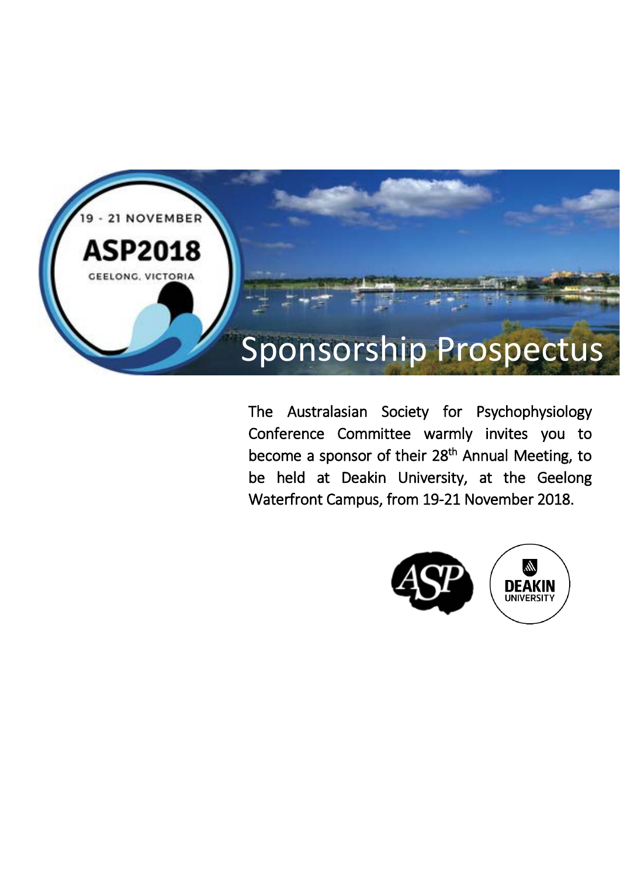19 - 21 NOVEMBER

ASP2018

GEELONG, VICTORIA

# Sponsorship Prospectus

The Australasian Society for Psychophysiology Conference Committee warmly invites you to become a sponsor of their 28th Annual Meeting, to be held at Deakin University, at the Geelong Waterfront Campus, from 19-21 November 2018.

ASP

DEAKIN UNIVERSITY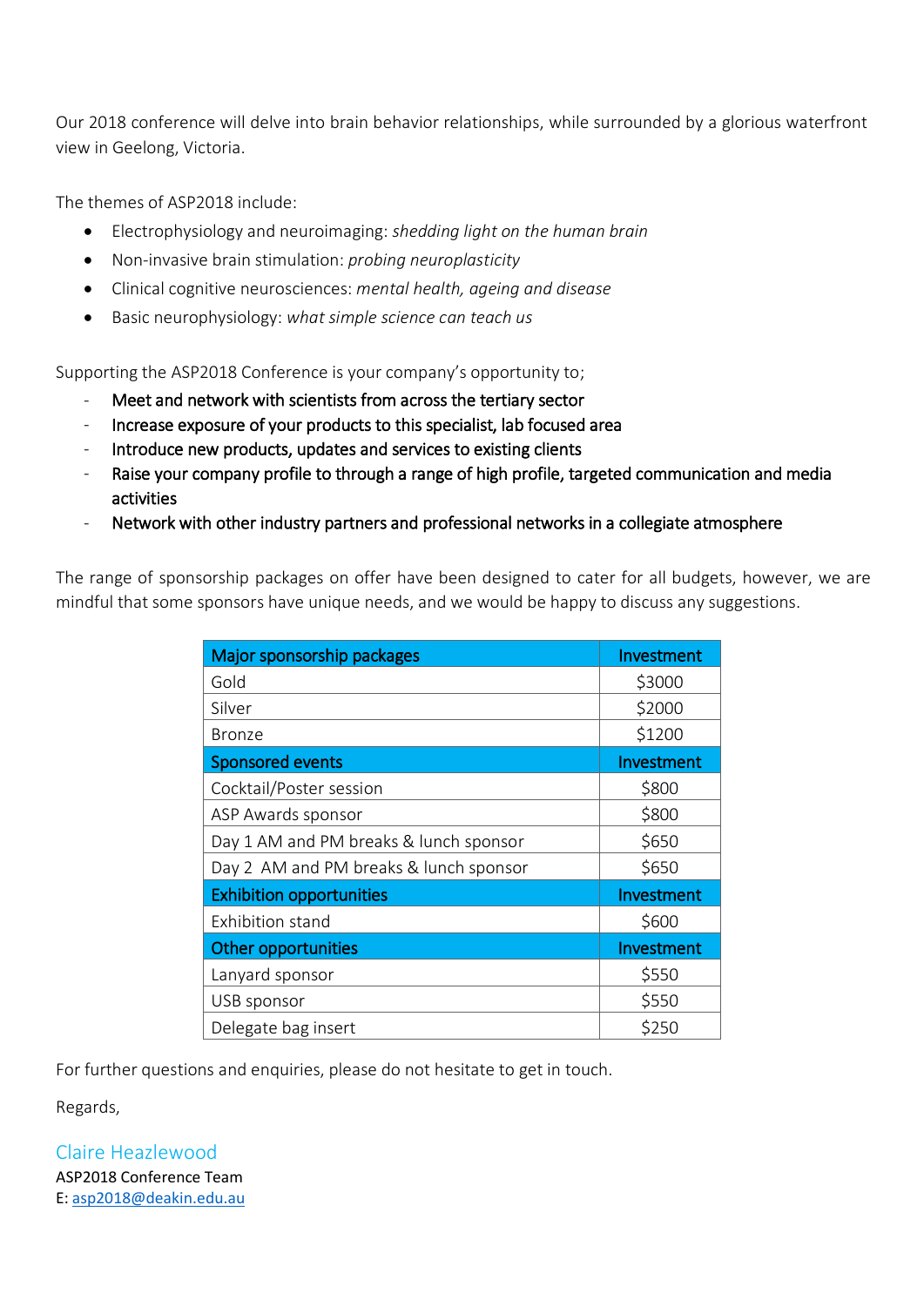Our 2018 conference will delve into brain behavior relationships, while surrounded by a glorious waterfront view in Geelong, Victoria.

The themes of ASP2018 include:

- Electrophysiology and neuroimaging: *shedding light on the human brain*
- Non-invasive brain stimulation: *probing neuroplasticity*
- Clinical cognitive neurosciences: *mental health, ageing and disease*
- Basic neurophysiology: *what simple science can teach us*

Supporting the ASP2018 Conference is your company's opportunity to;

- Meet and network with scientists from across the tertiary sector
- Increase exposure of your products to this specialist, lab focused area
- Introduce new products, updates and services to existing clients
- Raise your company profile to through a range of high profile, targeted communication and media activities
- Network with other industry partners and professional networks in a collegiate atmosphere

The range of sponsorship packages on offer have been designed to cater for all budgets, however, we are mindful that some sponsors have unique needs, and we would be happy to discuss any suggestions.

| Major sponsorship packages | Investment |
| --- | --- |
| Gold | $3000 |
| Silver | $2000 |
| Bronze | $1200 |
| **Sponsored events** | **Investment** |
| Cocktail/Poster session | $800 |
| ASP Awards sponsor | $800 |
| Day 1 AM and PM breaks & lunch sponsor | $650 |
| Day 2 AM and PM breaks & lunch sponsor | $650 |
| **Exhibition opportunities** | **Investment** |
| Exhibition stand | $600 |
| **Other opportunities** | **Investment** |
| Lanyard sponsor | $550 |
| USB sponsor | $550 |
| Delegate bag insert | $250 |

For further questions and enquiries, please do not hesitate to get in touch.

Regards,

Claire Heazlewood
ASP2018 Conference Team
E: asp2018@deakin.edu.au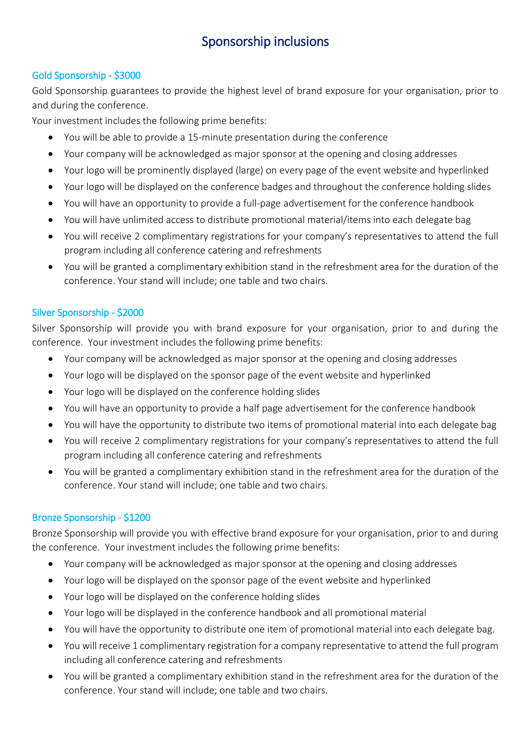# Sponsorship inclusions

## Gold Sponsorship - $3000

Gold Sponsorship guarantees to provide the highest level of brand exposure for your organisation, prior to and during the conference.

Your investment includes the following prime benefits:

- You will be able to provide a 15-minute presentation during the conference
- Your company will be acknowledged as major sponsor at the opening and closing addresses
- Your logo will be prominently displayed (large) on every page of the event website and hyperlinked
- Your logo will be displayed on the conference badges and throughout the conference holding slides
- You will have an opportunity to provide a full-page advertisement for the conference handbook
- You will have unlimited access to distribute promotional material/items into each delegate bag
- You will receive 2 complimentary registrations for your company's representatives to attend the full program including all conference catering and refreshments
- You will be granted a complimentary exhibition stand in the refreshment area for the duration of the conference. Your stand will include; one table and two chairs.

## Silver Sponsorship - $2000

Silver Sponsorship will provide you with brand exposure for your organisation, prior to and during the conference. Your investment includes the following prime benefits:

- Your company will be acknowledged as major sponsor at the opening and closing addresses
- Your logo will be displayed on the sponsor page of the event website and hyperlinked
- Your logo will be displayed on the conference holding slides
- You will have an opportunity to provide a half page advertisement for the conference handbook
- You will have the opportunity to distribute two items of promotional material into each delegate bag
- You will receive 2 complimentary registrations for your company's representatives to attend the full program including all conference catering and refreshments
- You will be granted a complimentary exhibition stand in the refreshment area for the duration of the conference. Your stand will include; one table and two chairs.

## Bronze Sponsorship - $1200

Bronze Sponsorship will provide you with effective brand exposure for your organisation, prior to and during the conference. Your investment includes the following prime benefits:

- Your company will be acknowledged as major sponsor at the opening and closing addresses
- Your logo will be displayed on the sponsor page of the event website and hyperlinked
- Your logo will be displayed on the conference holding slides
- Your logo will be displayed in the conference handbook and all promotional material
- You will have the opportunity to distribute one item of promotional material into each delegate bag.
- You will receive 1 complimentary registration for a company representative to attend the full program including all conference catering and refreshments
- You will be granted a complimentary exhibition stand in the refreshment area for the duration of the conference. Your stand will include; one table and two chairs.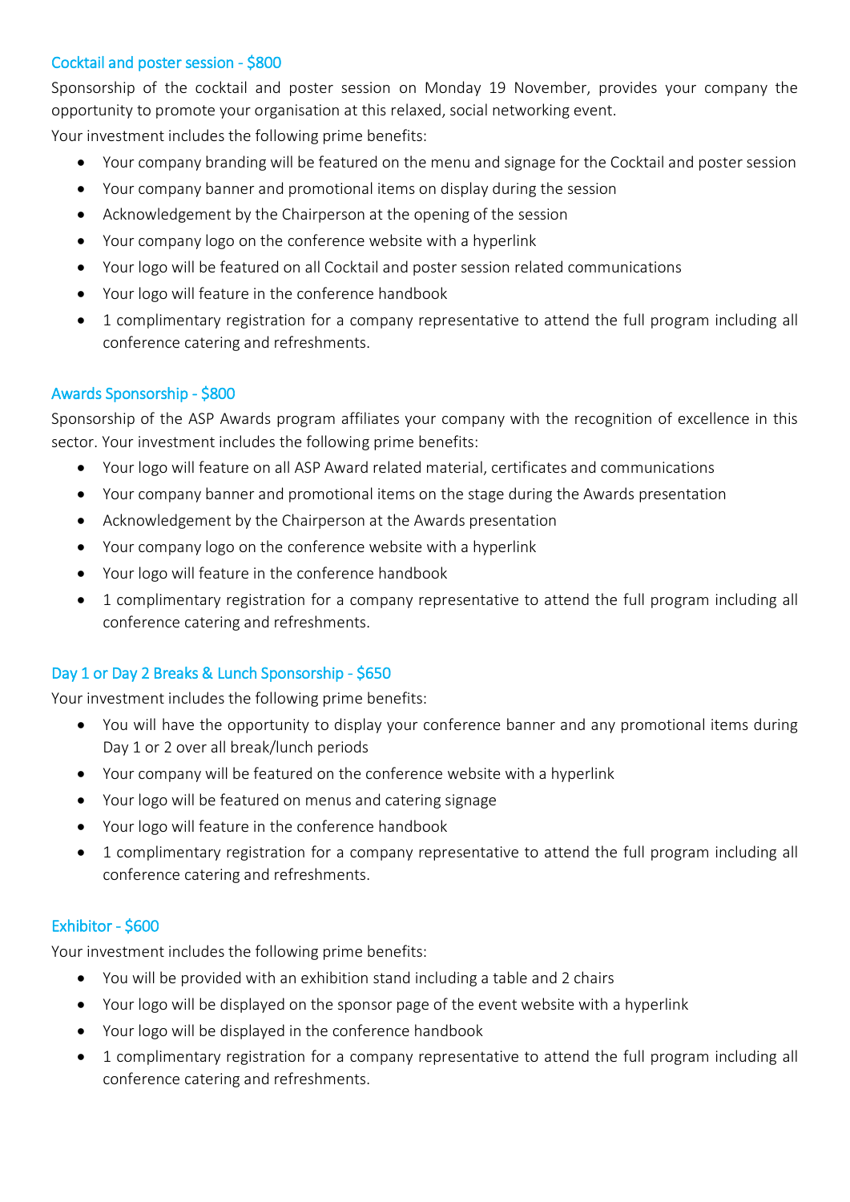### Cocktail and poster session - $800

Sponsorship of the cocktail and poster session on Monday 19 November, provides your company the opportunity to promote your organisation at this relaxed, social networking event.

Your investment includes the following prime benefits:

- Your company branding will be featured on the menu and signage for the Cocktail and poster session
- Your company banner and promotional items on display during the session
- Acknowledgement by the Chairperson at the opening of the session
- Your company logo on the conference website with a hyperlink
- Your logo will be featured on all Cocktail and poster session related communications
- Your logo will feature in the conference handbook
- 1 complimentary registration for a company representative to attend the full program including all conference catering and refreshments.

### Awards Sponsorship - $800

Sponsorship of the ASP Awards program affiliates your company with the recognition of excellence in this sector. Your investment includes the following prime benefits:

- Your logo will feature on all ASP Award related material, certificates and communications
- Your company banner and promotional items on the stage during the Awards presentation
- Acknowledgement by the Chairperson at the Awards presentation
- Your company logo on the conference website with a hyperlink
- Your logo will feature in the conference handbook
- 1 complimentary registration for a company representative to attend the full program including all conference catering and refreshments.

### Day 1 or Day 2 Breaks & Lunch Sponsorship - $650

Your investment includes the following prime benefits:

- You will have the opportunity to display your conference banner and any promotional items during Day 1 or 2 over all break/lunch periods
- Your company will be featured on the conference website with a hyperlink
- Your logo will be featured on menus and catering signage
- Your logo will feature in the conference handbook
- 1 complimentary registration for a company representative to attend the full program including all conference catering and refreshments.

### Exhibitor - $600

Your investment includes the following prime benefits:

- You will be provided with an exhibition stand including a table and 2 chairs
- Your logo will be displayed on the sponsor page of the event website with a hyperlink
- Your logo will be displayed in the conference handbook
- 1 complimentary registration for a company representative to attend the full program including all conference catering and refreshments.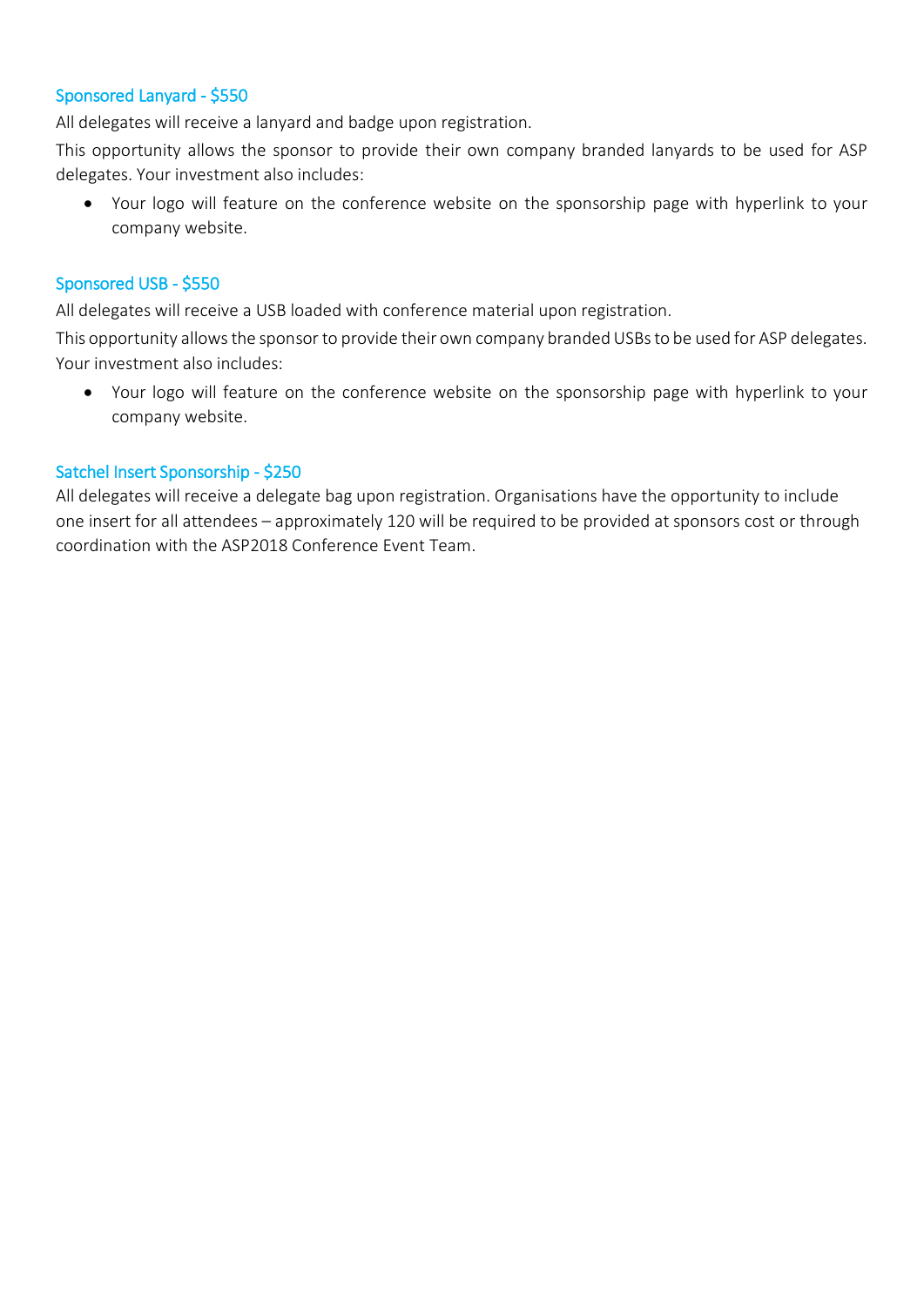### Sponsored Lanyard - $550

All delegates will receive a lanyard and badge upon registration.

This opportunity allows the sponsor to provide their own company branded lanyards to be used for ASP delegates. Your investment also includes:

- Your logo will feature on the conference website on the sponsorship page with hyperlink to your company website.

### Sponsored USB - $550

All delegates will receive a USB loaded with conference material upon registration.

This opportunity allows the sponsor to provide their own company branded USBs to be used for ASP delegates. Your investment also includes:

- Your logo will feature on the conference website on the sponsorship page with hyperlink to your company website.

### Satchel Insert Sponsorship - $250

All delegates will receive a delegate bag upon registration. Organisations have the opportunity to include one insert for all attendees – approximately 120 will be required to be provided at sponsors cost or through coordination with the ASP2018 Conference Event Team.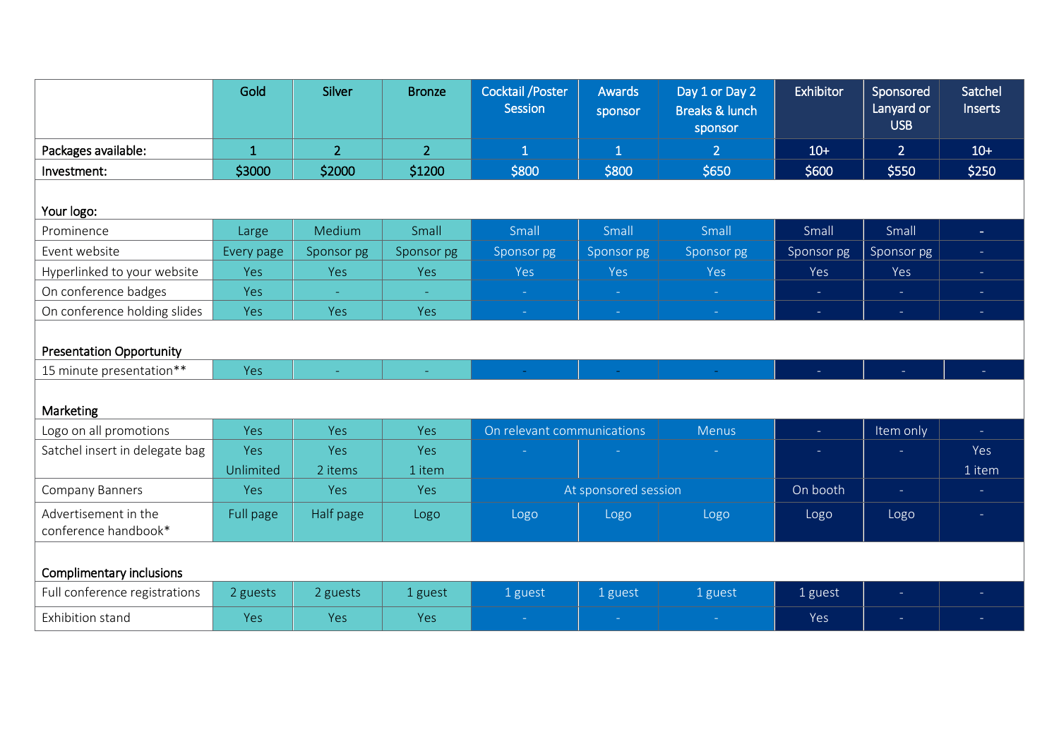| | Gold | Silver | Bronze | Cocktail /Poster Session | Awards sponsor | Day 1 or Day 2 Breaks & lunch sponsor | Exhibitor | Sponsored Lanyard or USB | Satchel Inserts |
|---|---|---|---|---|---|---|---|---|---|
| **Packages available:** | 1 | 2 | 2 | 1 | 1 | 2 | 10+ | 2 | 10+ |
| **Investment:** | $3000 | $2000 | $1200 | $800 | $800 | $650 | $600 | $550 | $250 |
| **Your logo:** | | | | | | | | | |
| Prominence | Large | Medium | Small | Small | Small | Small | Small | Small | - |
| Event website | Every page | Sponsor pg | Sponsor pg | Sponsor pg | Sponsor pg | Sponsor pg | Sponsor pg | Sponsor pg | - |
| Hyperlinked to your website | Yes | Yes | Yes | Yes | Yes | Yes | Yes | Yes | - |
| On conference badges | Yes | - | - | - | - | - | - | - | - |
| On conference holding slides | Yes | Yes | Yes | - | - | - | - | - | - |
| **Presentation Opportunity** | | | | | | | | | |
| 15 minute presentation** | Yes | - | - | - | - | - | - | - | - |
| **Marketing** | | | | | | | | | |
| Logo on all promotions | Yes | Yes | Yes | On relevant communications | | Menus | - | Item only | - |
| Satchel insert in delegate bag | Yes Unlimited | Yes 2 items | Yes 1 item | - | - | - | - | - | Yes 1 item |
| Company Banners | Yes | Yes | Yes | At sponsored session | | | On booth | - | - |
| Advertisement in the conference handbook* | Full page | Half page | Logo | Logo | Logo | Logo | Logo | Logo | - |
| **Complimentary inclusions** | | | | | | | | | |
| Full conference registrations | 2 guests | 2 guests | 1 guest | 1 guest | 1 guest | 1 guest | 1 guest | - | - |
| Exhibition stand | Yes | Yes | Yes | - | - | - | Yes | - | - |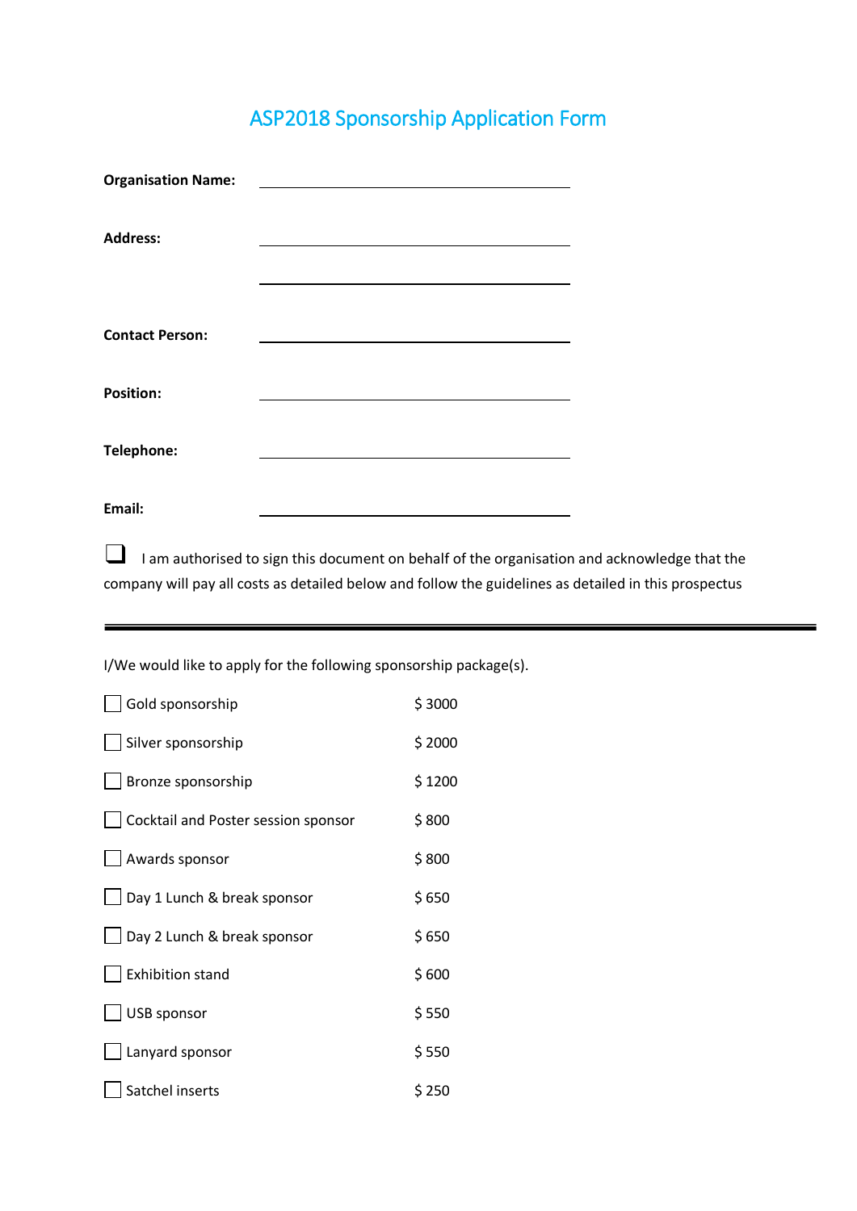# ASP2018 Sponsorship Application Form

**Organisation Name:** ______________________________

**Address:** ______________________________

______________________________

**Contact Person:** ______________________________

**Position:** ______________________________

**Telephone:** ______________________________

**Email:** ______________________________

☐ I am authorised to sign this document on behalf of the organisation and acknowledge that the company will pay all costs as detailed below and follow the guidelines as detailed in this prospectus

---

I/We would like to apply for the following sponsorship package(s).

| Package | Price |
|---|---|
| ☐ Gold sponsorship | $ 3000 |
| ☐ Silver sponsorship | $ 2000 |
| ☐ Bronze sponsorship | $ 1200 |
| ☐ Cocktail and Poster session sponsor | $ 800 |
| ☐ Awards sponsor | $ 800 |
| ☐ Day 1 Lunch & break sponsor | $ 650 |
| ☐ Day 2 Lunch & break sponsor | $ 650 |
| ☐ Exhibition stand | $ 600 |
| ☐ USB sponsor | $ 550 |
| ☐ Lanyard sponsor | $ 550 |
| ☐ Satchel inserts | $ 250 |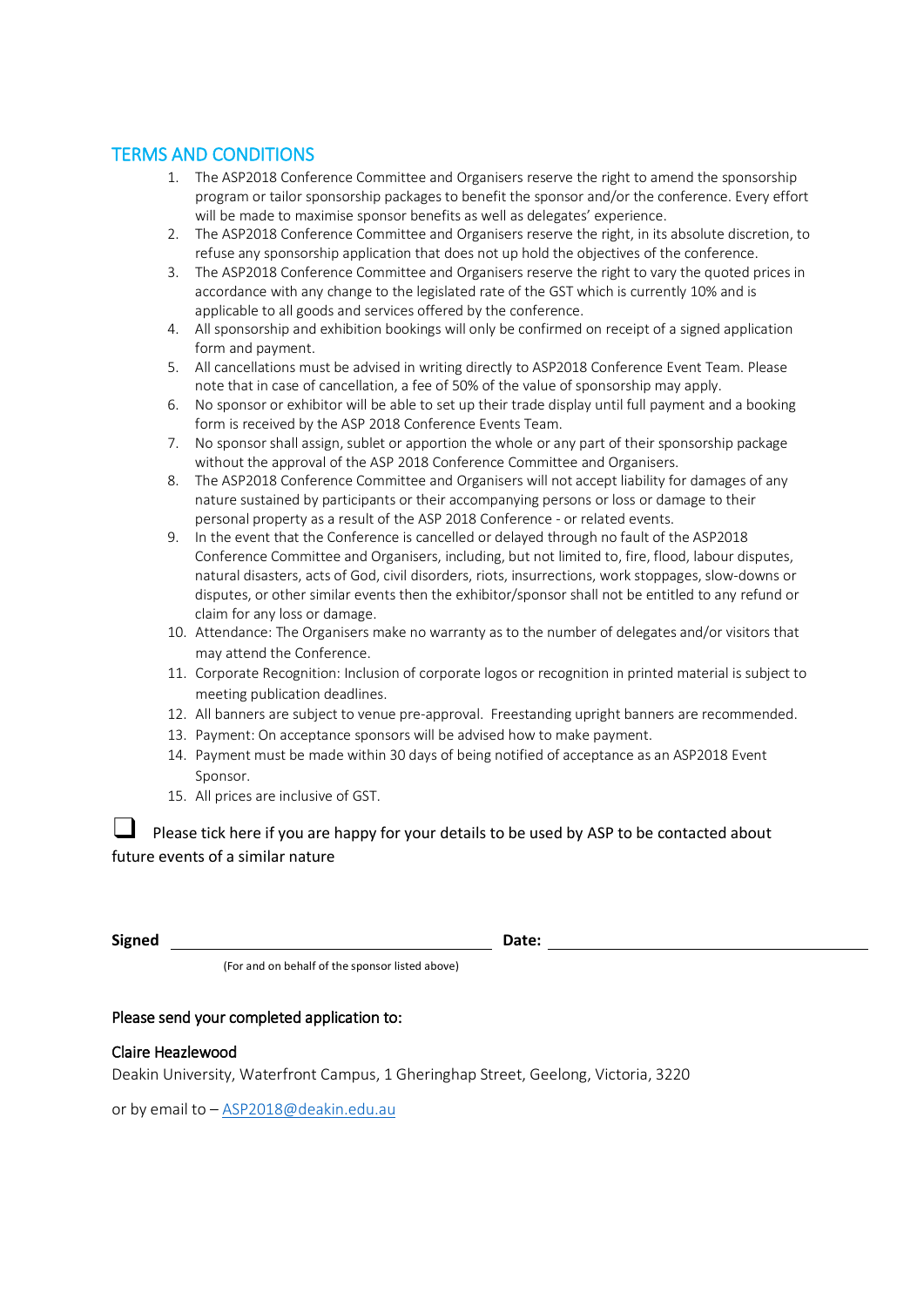## TERMS AND CONDITIONS

1. The ASP2018 Conference Committee and Organisers reserve the right to amend the sponsorship program or tailor sponsorship packages to benefit the sponsor and/or the conference. Every effort will be made to maximise sponsor benefits as well as delegates' experience.
2. The ASP2018 Conference Committee and Organisers reserve the right, in its absolute discretion, to refuse any sponsorship application that does not up hold the objectives of the conference.
3. The ASP2018 Conference Committee and Organisers reserve the right to vary the quoted prices in accordance with any change to the legislated rate of the GST which is currently 10% and is applicable to all goods and services offered by the conference.
4. All sponsorship and exhibition bookings will only be confirmed on receipt of a signed application form and payment.
5. All cancellations must be advised in writing directly to ASP2018 Conference Event Team. Please note that in case of cancellation, a fee of 50% of the value of sponsorship may apply.
6. No sponsor or exhibitor will be able to set up their trade display until full payment and a booking form is received by the ASP 2018 Conference Events Team.
7. No sponsor shall assign, sublet or apportion the whole or any part of their sponsorship package without the approval of the ASP 2018 Conference Committee and Organisers.
8. The ASP2018 Conference Committee and Organisers will not accept liability for damages of any nature sustained by participants or their accompanying persons or loss or damage to their personal property as a result of the ASP 2018 Conference - or related events.
9. In the event that the Conference is cancelled or delayed through no fault of the ASP2018 Conference Committee and Organisers, including, but not limited to, fire, flood, labour disputes, natural disasters, acts of God, civil disorders, riots, insurrections, work stoppages, slow-downs or disputes, or other similar events then the exhibitor/sponsor shall not be entitled to any refund or claim for any loss or damage.
10. Attendance: The Organisers make no warranty as to the number of delegates and/or visitors that may attend the Conference.
11. Corporate Recognition: Inclusion of corporate logos or recognition in printed material is subject to meeting publication deadlines.
12. All banners are subject to venue pre-approval. Freestanding upright banners are recommended.
13. Payment: On acceptance sponsors will be advised how to make payment.
14. Payment must be made within 30 days of being notified of acceptance as an ASP2018 Event Sponsor.
15. All prices are inclusive of GST.

☐ Please tick here if you are happy for your details to be used by ASP to be contacted about future events of a similar nature

**Signed** ______________________________ **Date:** ______________________________

(For and on behalf of the sponsor listed above)

Please send your completed application to:

Claire Heazlewood

Deakin University, Waterfront Campus, 1 Gheringhap Street, Geelong, Victoria, 3220

or by email to – ASP2018@deakin.edu.au